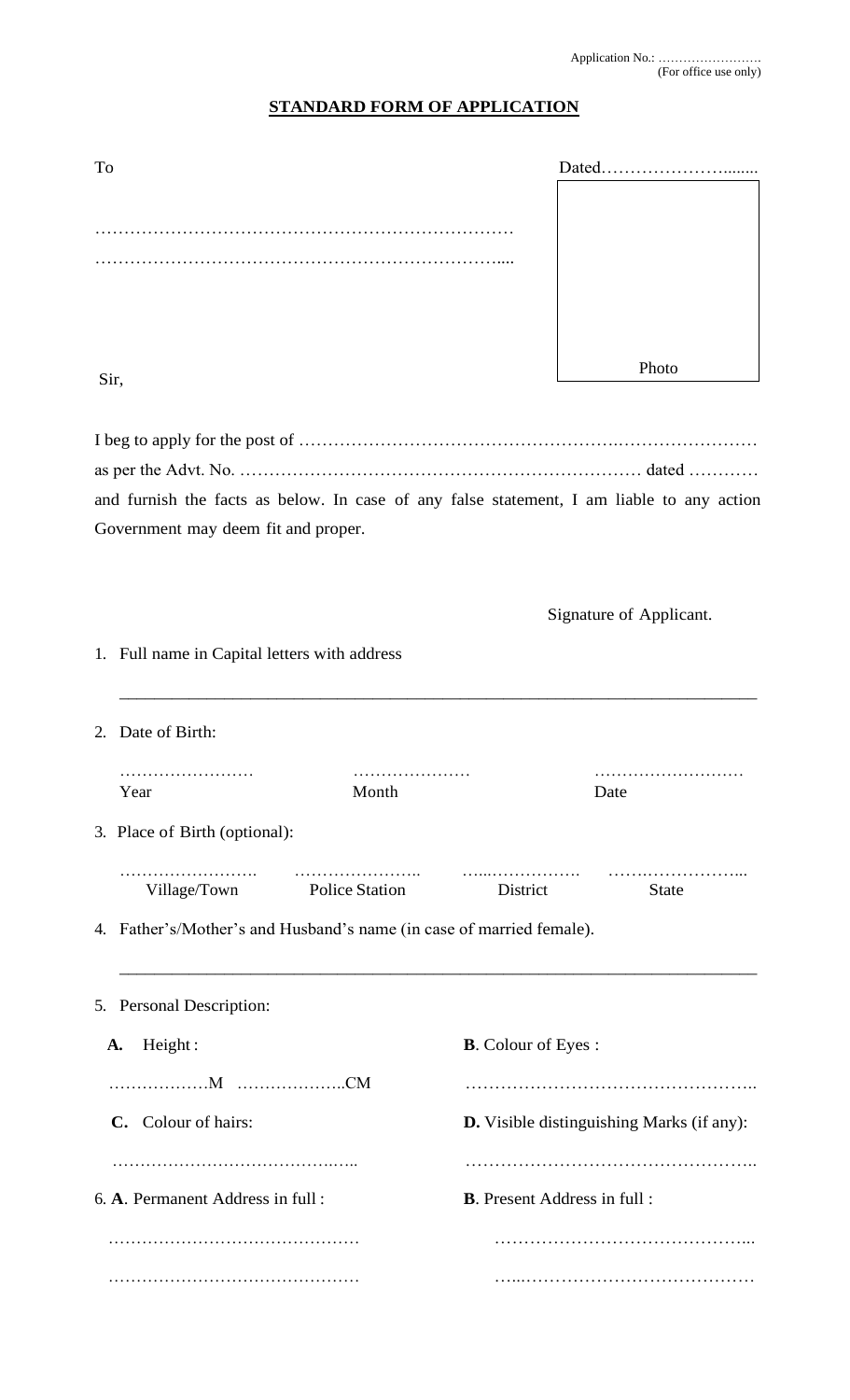Application No.: …………………….
(For office use only)

## STANDARD FORM OF APPLICATION

To

………………………………………………………………
…………………………………………………………….....

Dated……………………........

Photo

Sir,

I beg to apply for the post of ……………………………………………….……………………
as per the Advt. No. …………………………………………………………… dated …………
and furnish the facts as below. In case of any false statement, I am liable to any action Government may deem fit and proper.

Signature of Applicant.

1. Full name in Capital letters with address

_______________________________________________________________________

2. Date of Birth:

| …………………… | ………………… | ……………………… |
|---|---|---|
| Year | Month | Date |

3. Place of Birth (optional):

| ……………………. | ………………….. | …...……………. | …….……………... |
|---|---|---|---|
| Village/Town | Police Station | District | State |

4. Father's/Mother's and Husband's name (in case of married female).

_______________________________________________________________________

5. Personal Description:

**A.** Height :

………………M ………………..CM

**B**. Colour of Eyes :

…………………………………………..

**C.** Colour of hairs:

…………………………………..…..

**D.** Visible distinguishing Marks (if any):

…………………………………………..

6. **A**. Permanent Address in full :

………………………………………
………………………………………

**B**. Present Address in full :

……………………………………...
…...…………………………………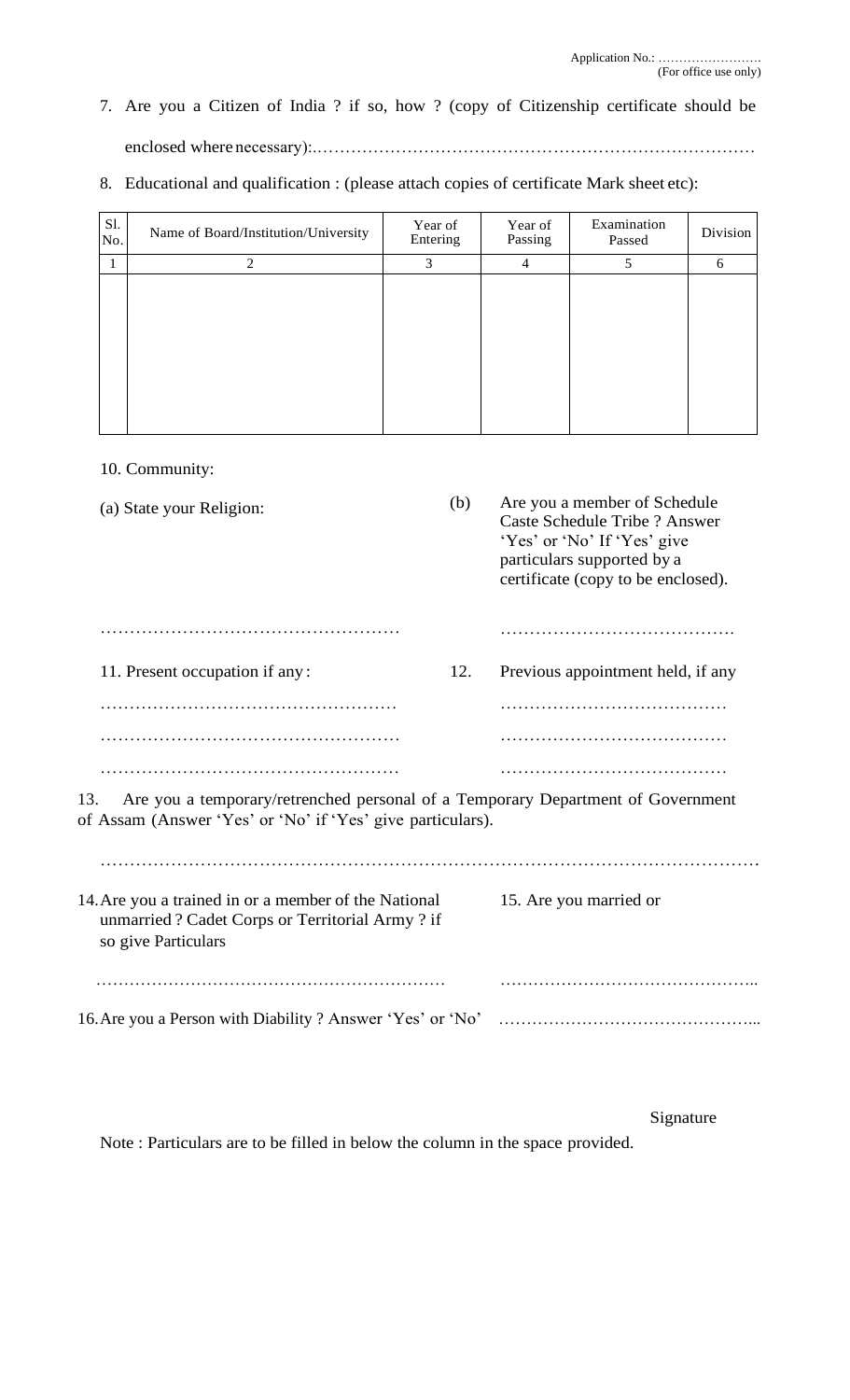Application No.: …………………….
(For office use only)

7. Are you a Citizen of India ? if so, how ? (copy of Citizenship certificate should be enclosed where necessary):.……………………………………………………………………

8. Educational and qualification : (please attach copies of certificate Mark sheet etc):

| Sl. No. | Name of Board/Institution/University | Year of Entering | Year of Passing | Examination Passed | Division |
|---|---|---|---|---|---|
| 1 | 2 | 3 | 4 | 5 | 6 |
| | | | | | |

10. Community:

(a) State your Religion:

……………………………………………

(b) Are you a member of Schedule Caste Schedule Tribe ? Answer 'Yes' or 'No' If 'Yes' give particulars supported by a certificate (copy to be enclosed).

………………………………….

11. Present occupation if any:

……………………………………………
……………………………………………
……………………………………………

12. Previous appointment held, if any

…………………………………
…………………………………
…………………………………

13. Are you a temporary/retrenched personal of a Temporary Department of Government of Assam (Answer 'Yes' or 'No' if 'Yes' give particulars).

…………………………………………………………………………………………………

14. Are you a trained in or a member of the National unmarried ? Cadet Corps or Territorial Army ? if so give Particulars

………………………………………………………

15. Are you married or

………………………………………..

16. Are you a Person with Diability ? Answer 'Yes' or 'No' ………………………………………...

Signature

Note : Particulars are to be filled in below the column in the space provided.